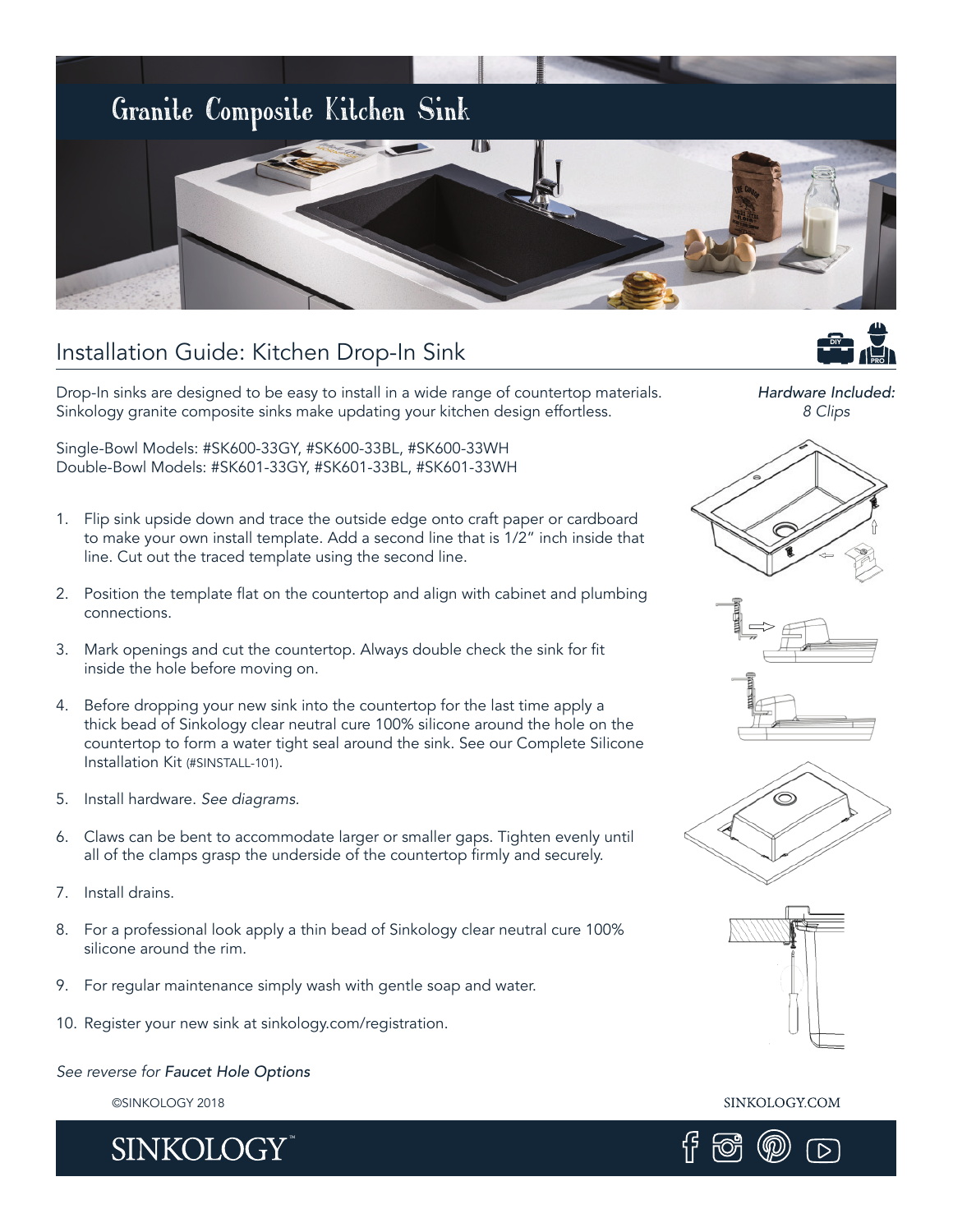# Granite Composite Kitchen Sink

## Installation Guide: Kitchen Drop-In Sink

DIY PRO

*Hardware Included:*
*8 Clips*

Drop-In sinks are designed to be easy to install in a wide range of countertop materials. Sinkology granite composite sinks make updating your kitchen design effortless.

Single-Bowl Models: #SK600-33GY, #SK600-33BL, #SK600-33WH
Double-Bowl Models: #SK601-33GY, #SK601-33BL, #SK601-33WH

1. Flip sink upside down and trace the outside edge onto craft paper or cardboard to make your own install template. Add a second line that is 1/2" inch inside that line. Cut out the traced template using the second line.
2. Position the template flat on the countertop and align with cabinet and plumbing connections.
3. Mark openings and cut the countertop. Always double check the sink for fit inside the hole before moving on.
4. Before dropping your new sink into the countertop for the last time apply a thick bead of Sinkology clear neutral cure 100% silicone around the hole on the countertop to form a water tight seal around the sink. See our Complete Silicone Installation Kit (#SINSTALL-101).
5. Install hardware. *See diagrams.*
6. Claws can be bent to accommodate larger or smaller gaps. Tighten evenly until all of the clamps grasp the underside of the countertop firmly and securely.
7. Install drains.
8. For a professional look apply a thin bead of Sinkology clear neutral cure 100% silicone around the rim.
9. For regular maintenance simply wash with gentle soap and water.
10. Register your new sink at sinkology.com/registration.

*See reverse for **Faucet Hole Options***

©SINKOLOGY 2018

SINKOLOGY.COM

SINKOLOGY™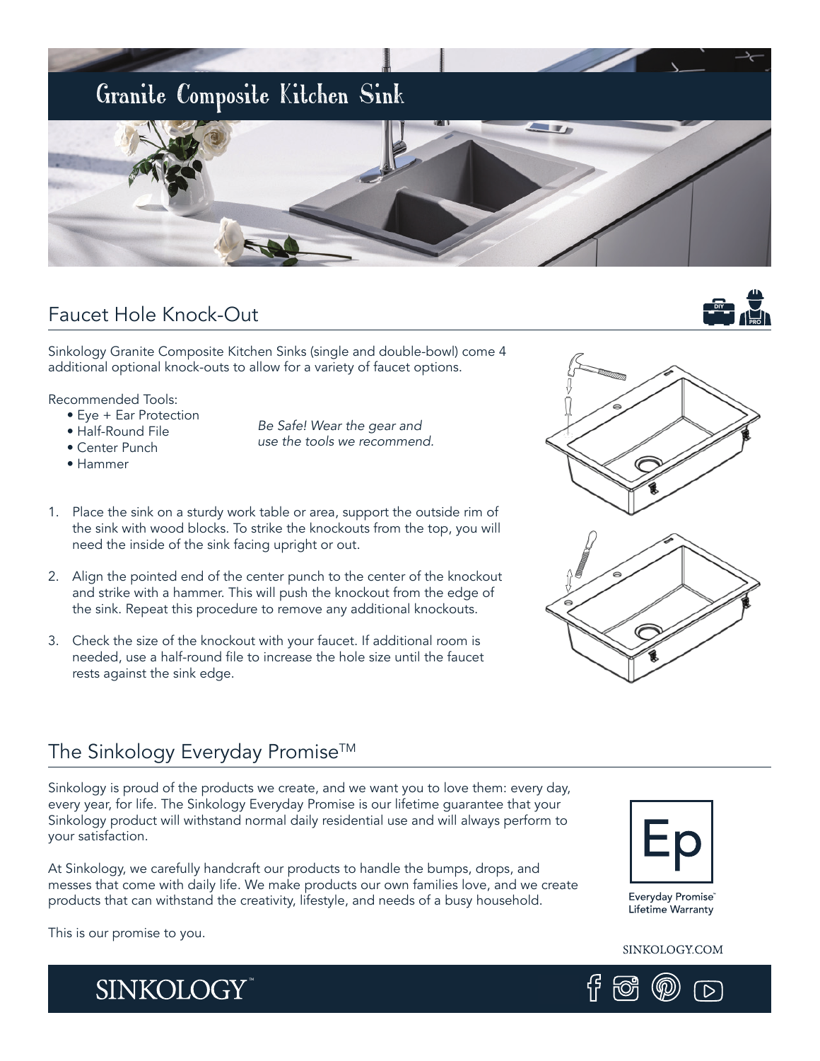# Granite Composite Kitchen Sink

## Faucet Hole Knock-Out

Sinkology Granite Composite Kitchen Sinks (single and double-bowl) come 4 additional optional knock-outs to allow for a variety of faucet options.

Recommended Tools:

- Eye + Ear Protection
- Half-Round File
- Center Punch
- Hammer

*Be Safe! Wear the gear and use the tools we recommend.*

1. Place the sink on a sturdy work table or area, support the outside rim of the sink with wood blocks. To strike the knockouts from the top, you will need the inside of the sink facing upright or out.
2. Align the pointed end of the center punch to the center of the knockout and strike with a hammer. This will push the knockout from the edge of the sink. Repeat this procedure to remove any additional knockouts.
3. Check the size of the knockout with your faucet. If additional room is needed, use a half-round file to increase the hole size until the faucet rests against the sink edge.

## The Sinkology Everyday Promise™

Sinkology is proud of the products we create, and we want you to love them: every day, every year, for life. The Sinkology Everyday Promise is our lifetime guarantee that your Sinkology product will withstand normal daily residential use and will always perform to your satisfaction.

At Sinkology, we carefully handcraft our products to handle the bumps, drops, and messes that come with daily life. We make products our own families love, and we create products that can withstand the creativity, lifestyle, and needs of a busy household.

This is our promise to you.

Ep

Everyday Promise™ Lifetime Warranty

SINKOLOGY.COM

SINKOLOGY™